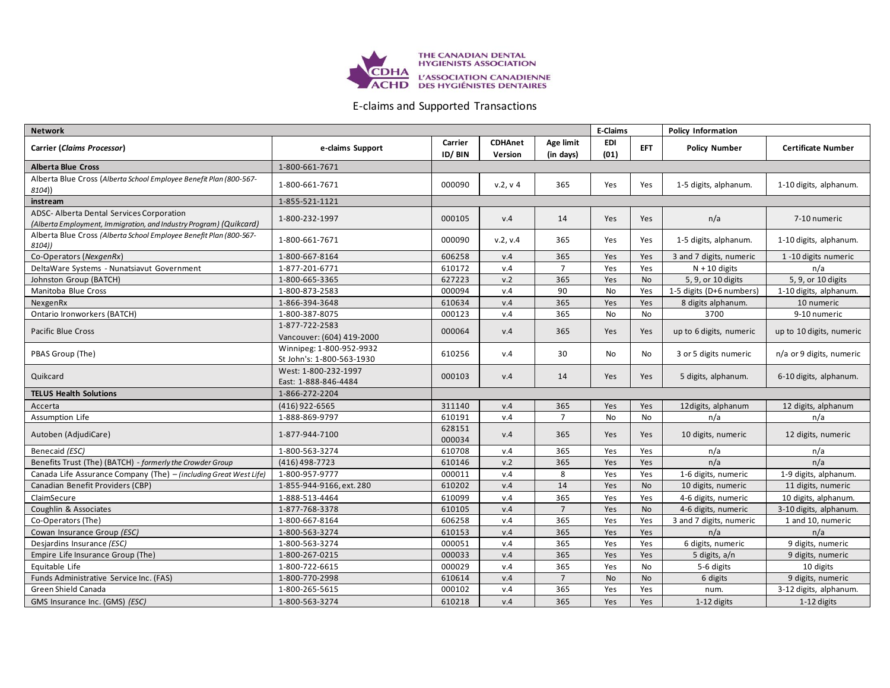THE CANADIAN DENTAL HYGIENISTS ASSOCIATION
L'ASSOCIATION CANADIENNE DES HYGIÉNISTES DENTAIRES

# E-claims and Supported Transactions

| Network | | | | | E-Claims | | Policy Information | |
|---|---|---|---|---|---|---|---|---|
| **Carrier (*Claims Processor*)** | **e-claims Support** | **Carrier ID/ BIN** | **CDHAnet Version** | **Age limit (in days)** | **EDI (01)** | **EFT** | **Policy Number** | **Certificate Number** |
| **Alberta Blue Cross** | 1-800-661-7671 | | | | | | | |
| Alberta Blue Cross (*Alberta School Employee Benefit Plan (800-567-8104)*) | 1-800-661-7671 | 000090 | v.2, v 4 | 365 | Yes | Yes | 1-5 digits, alphanum. | 1-10 digits, alphanum. |
| **instream** | 1-855-521-1121 | | | | | | | |
| ADSC- Alberta Dental Services Corporation (*Alberta Employment, Immigration, and Industry Program) (Quikcard)* | 1-800-232-1997 | 000105 | v.4 | 14 | Yes | Yes | n/a | 7-10 numeric |
| Alberta Blue Cross *(Alberta School Employee Benefit Plan (800-567-8104))* | 1-800-661-7671 | 000090 | v.2, v.4 | 365 | Yes | Yes | 1-5 digits, alphanum. | 1-10 digits, alphanum. |
| Co-Operators (*NexgenRx*) | 1-800-667-8164 | 606258 | v.4 | 365 | Yes | Yes | 3 and 7 digits, numeric | 1 -10 digits numeric |
| DeltaWare Systems - Nunatsiavut Government | 1-877-201-6771 | 610172 | v.4 | 7 | Yes | Yes | N + 10 digits | n/a |
| Johnston Group (BATCH) | 1-800-665-3365 | 627223 | v.2 | 365 | Yes | No | 5, 9, or 10 digits | 5, 9, or 10 digits |
| Manitoba Blue Cross | 1-800-873-2583 | 000094 | v.4 | 90 | No | Yes | 1-5 digits (D+6 numbers) | 1-10 digits, alphanum. |
| NexgenRx | 1-866-394-3648 | 610634 | v.4 | 365 | Yes | Yes | 8 digits alphanum. | 10 numeric |
| Ontario Ironworkers (BATCH) | 1-800-387-8075 | 000123 | v.4 | 365 | No | No | 3700 | 9-10 numeric |
| Pacific Blue Cross | 1-877-722-2583<br>Vancouver: (604) 419-2000 | 000064 | v.4 | 365 | Yes | Yes | up to 6 digits, numeric | up to 10 digits, numeric |
| PBAS Group (The) | Winnipeg: 1-800-952-9932<br>St John's: 1-800-563-1930 | 610256 | v.4 | 30 | No | No | 3 or 5 digits numeric | n/a or 9 digits, numeric |
| Quikcard | West: 1-800-232-1997<br>East: 1-888-846-4484 | 000103 | v.4 | 14 | Yes | Yes | 5 digits, alphanum. | 6-10 digits, alphanum. |
| **TELUS Health Solutions** | 1-866-272-2204 | | | | | | | |
| Accerta | (416) 922-6565 | 311140 | v.4 | 365 | Yes | Yes | 12digits, alphanum | 12 digits, alphanum |
| Assumption Life | 1-888-869-9797 | 610191 | v.4 | 7 | No | No | n/a | n/a |
| Autoben (AdjudiCare) | 1-877-944-7100 | 628151<br>000034 | v.4 | 365 | Yes | Yes | 10 digits, numeric | 12 digits, numeric |
| Benecaid *(ESC)* | 1-800-563-3274 | 610708 | v.4 | 365 | Yes | Yes | n/a | n/a |
| Benefits Trust (The) (BATCH) - *formerly the Crowder Group* | (416) 498-7723 | 610146 | v.2 | 365 | Yes | Yes | n/a | n/a |
| Canada Life Assurance Company (The) – *(including Great West Life)* | 1-800-957-9777 | 000011 | v.4 | 8 | Yes | Yes | 1-6 digits, numeric | 1-9 digits, alphanum. |
| Canadian Benefit Providers (CBP) | 1-855-944-9166, ext. 280 | 610202 | v.4 | 14 | Yes | No | 10 digits, numeric | 11 digits, numeric |
| ClaimSecure | 1-888-513-4464 | 610099 | v.4 | 365 | Yes | Yes | 4-6 digits, numeric | 10 digits, alphanum. |
| Coughlin & Associates | 1-877-768-3378 | 610105 | v.4 | 7 | Yes | No | 4-6 digits, numeric | 3-10 digits, alphanum. |
| Co-Operators (The) | 1-800-667-8164 | 606258 | v.4 | 365 | Yes | Yes | 3 and 7 digits, numeric | 1 and 10, numeric |
| Cowan Insurance Group *(ESC)* | 1-800-563-3274 | 610153 | v.4 | 365 | Yes | Yes | n/a | n/a |
| Desjardins Insurance *(ESC)* | 1-800-563-3274 | 000051 | v.4 | 365 | Yes | Yes | 6 digits, numeric | 9 digits, numeric |
| Empire Life Insurance Group (The) | 1-800-267-0215 | 000033 | v.4 | 365 | Yes | Yes | 5 digits, a/n | 9 digits, numeric |
| Equitable Life | 1-800-722-6615 | 000029 | v.4 | 365 | Yes | No | 5-6 digits | 10 digits |
| Funds Administrative Service Inc. (FAS) | 1-800-770-2998 | 610614 | v.4 | 7 | No | No | 6 digits | 9 digits, numeric |
| Green Shield Canada | 1-800-265-5615 | 000102 | v.4 | 365 | Yes | Yes | num. | 3-12 digits, alphanum. |
| GMS Insurance Inc. (GMS) *(ESC)* | 1-800-563-3274 | 610218 | v.4 | 365 | Yes | Yes | 1-12 digits | 1-12 digits |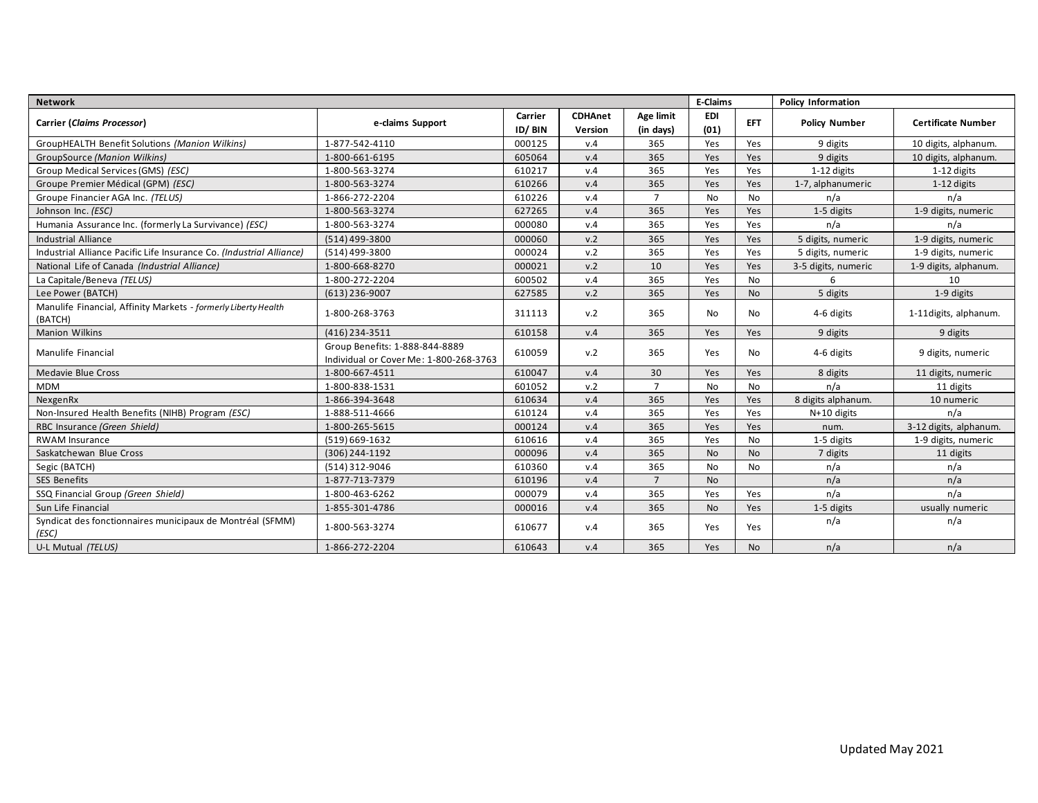| Network | | | | | E-Claims | | Policy Information | |
|---|---|---|---|---|---|---|---|---|
| Carrier (*Claims Processor*) | e-claims Support | Carrier ID/ BIN | CDHAnet Version | Age limit (in days) | EDI (01) | EFT | Policy Number | Certificate Number |
| GroupHEALTH Benefit Solutions *(Manion Wilkins)* | 1-877-542-4110 | 000125 | v.4 | 365 | Yes | Yes | 9 digits | 10 digits, alphanum. |
| GroupSource *(Manion Wilkins)* | 1-800-661-6195 | 605064 | v.4 | 365 | Yes | Yes | 9 digits | 10 digits, alphanum. |
| Group Medical Services (GMS) *(ESC)* | 1-800-563-3274 | 610217 | v.4 | 365 | Yes | Yes | 1-12 digits | 1-12 digits |
| Groupe Premier Médical (GPM) *(ESC)* | 1-800-563-3274 | 610266 | v.4 | 365 | Yes | Yes | 1-7, alphanumeric | 1-12 digits |
| Groupe Financier AGA Inc. *(TELUS)* | 1-866-272-2204 | 610226 | v.4 | 7 | No | No | n/a | n/a |
| Johnson Inc. *(ESC)* | 1-800-563-3274 | 627265 | v.4 | 365 | Yes | Yes | 1-5 digits | 1-9 digits, numeric |
| Humania Assurance Inc. (formerly La Survivance) *(ESC)* | 1-800-563-3274 | 000080 | v.4 | 365 | Yes | Yes | n/a | n/a |
| Industrial Alliance | (514) 499-3800 | 000060 | v.2 | 365 | Yes | Yes | 5 digits, numeric | 1-9 digits, numeric |
| Industrial Alliance Pacific Life Insurance Co. *(Industrial Alliance)* | (514) 499-3800 | 000024 | v.2 | 365 | Yes | Yes | 5 digits, numeric | 1-9 digits, numeric |
| National Life of Canada *(Industrial Alliance)* | 1-800-668-8270 | 000021 | v.2 | 10 | Yes | Yes | 3-5 digits, numeric | 1-9 digits, alphanum. |
| La Capitale/Beneva *(TELUS)* | 1-800-272-2204 | 600502 | v.4 | 365 | Yes | No | 6 | 10 |
| Lee Power (BATCH) | (613) 236-9007 | 627585 | v.2 | 365 | Yes | No | 5 digits | 1-9 digits |
| Manulife Financial, Affinity Markets - *formerly Liberty Health* (BATCH) | 1-800-268-3763 | 311113 | v.2 | 365 | No | No | 4-6 digits | 1-11digits, alphanum. |
| Manion Wilkins | (416) 234-3511 | 610158 | v.4 | 365 | Yes | Yes | 9 digits | 9 digits |
| Manulife Financial | Group Benefits: 1-888-844-8889<br>Individual or Cover Me: 1-800-268-3763 | 610059 | v.2 | 365 | Yes | No | 4-6 digits | 9 digits, numeric |
| Medavie Blue Cross | 1-800-667-4511 | 610047 | v.4 | 30 | Yes | Yes | 8 digits | 11 digits, numeric |
| MDM | 1-800-838-1531 | 601052 | v.2 | 7 | No | No | n/a | 11 digits |
| NexgenRx | 1-866-394-3648 | 610634 | v.4 | 365 | Yes | Yes | 8 digits alphanum. | 10 numeric |
| Non-Insured Health Benefits (NIHB) Program *(ESC)* | 1-888-511-4666 | 610124 | v.4 | 365 | Yes | Yes | N+10 digits | n/a |
| RBC Insurance *(Green Shield)* | 1-800-265-5615 | 000124 | v.4 | 365 | Yes | Yes | num. | 3-12 digits, alphanum. |
| RWAM Insurance | (519) 669-1632 | 610616 | v.4 | 365 | Yes | No | 1-5 digits | 1-9 digits, numeric |
| Saskatchewan Blue Cross | (306) 244-1192 | 000096 | v.4 | 365 | No | No | 7 digits | 11 digits |
| Segic (BATCH) | (514) 312-9046 | 610360 | v.4 | 365 | No | No | n/a | n/a |
| SES Benefits | 1-877-713-7379 | 610196 | v.4 | 7 | No | | n/a | n/a |
| SSQ Financial Group *(Green Shield)* | 1-800-463-6262 | 000079 | v.4 | 365 | Yes | Yes | n/a | n/a |
| Sun Life Financial | 1-855-301-4786 | 000016 | v.4 | 365 | No | Yes | 1-5 digits | usually numeric |
| Syndicat des fonctionnaires municipaux de Montréal (SFMM) *(ESC)* | 1-800-563-3274 | 610677 | v.4 | 365 | Yes | Yes | n/a | n/a |
| U-L Mutual *(TELUS)* | 1-866-272-2204 | 610643 | v.4 | 365 | Yes | No | n/a | n/a |

Updated May 2021